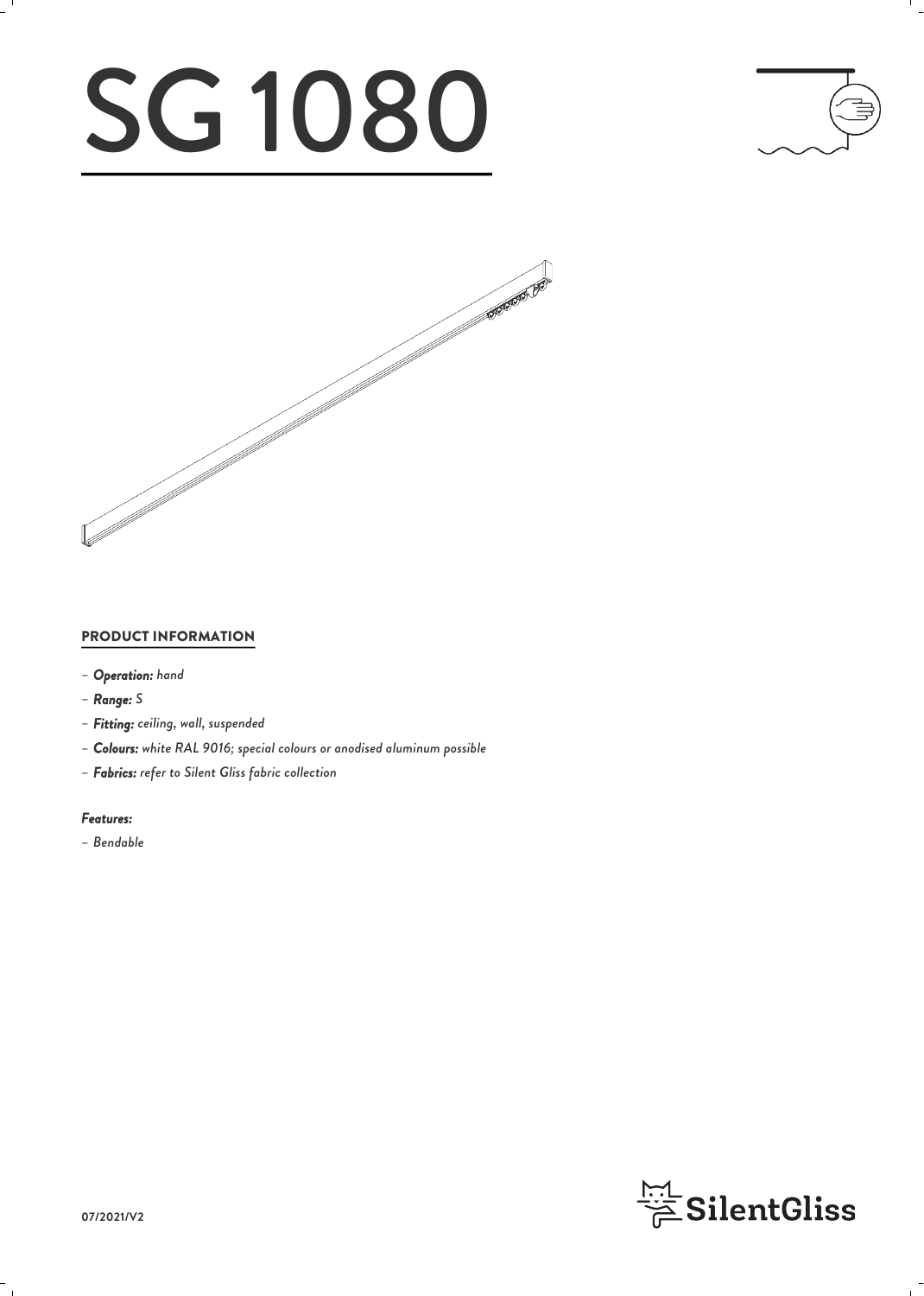# SG 1080

## PRODUCT INFORMATION

- ***Operation:*** *hand*
- ***Range:*** *S*
- ***Fitting:*** *ceiling, wall, suspended*
- ***Colours:*** *white RAL 9016; special colours or anodised aluminum possible*
- ***Fabrics:*** *refer to Silent Gliss fabric collection*

***Features:***

- *Bendable*

07/2021/V2

SilentGliss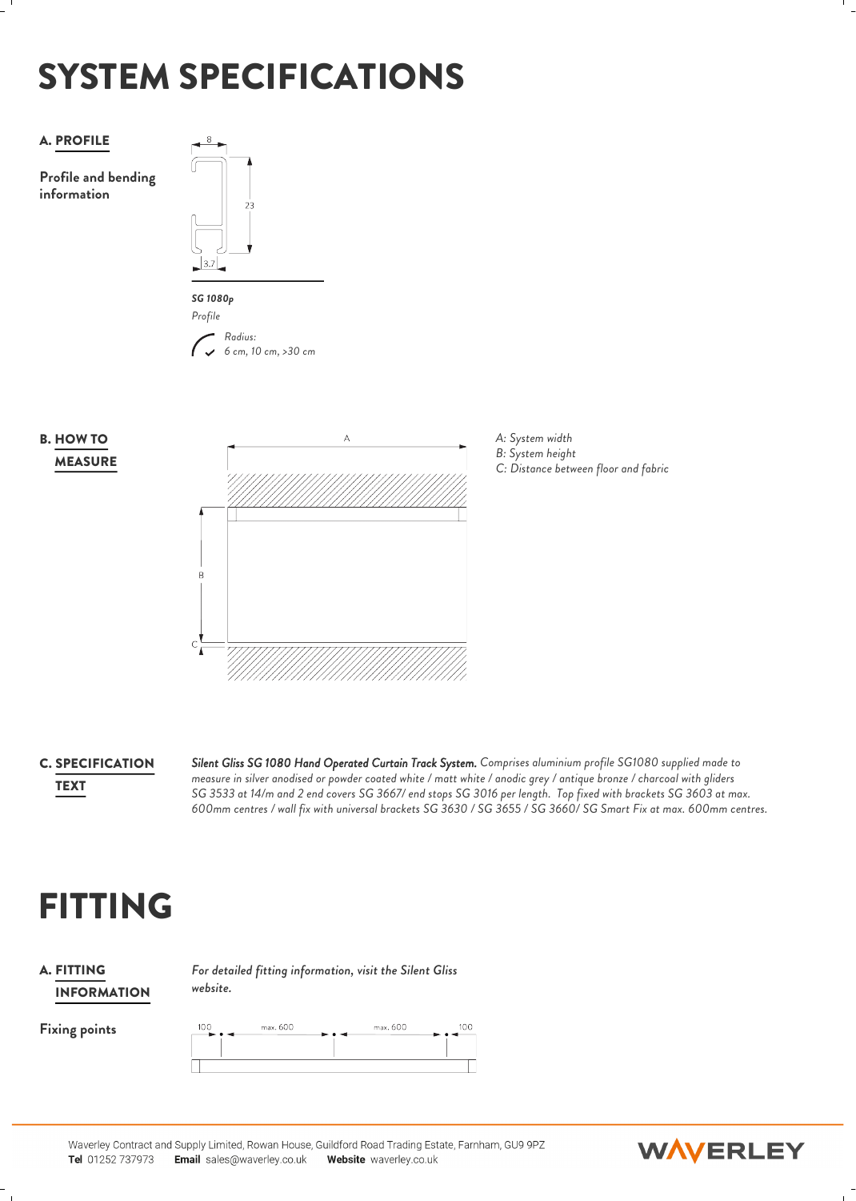# SYSTEM SPECIFICATIONS

### A. PROFILE

**Profile and bending information**

8

23

3.7

*SG 1080p*

*Profile*

*Radius:*
*6 cm, 10 cm, >30 cm*

### B. HOW TO MEASURE

*A: System width*
*B: System height*
*C: Distance between floor and fabric*

### C. SPECIFICATION TEXT

***Silent Gliss SG 1080 Hand Operated Curtain Track System.*** *Comprises aluminium profile SG1080 supplied made to measure in silver anodised or powder coated white / matt white / anodic grey / antique bronze / charcoal with gliders SG 3533 at 14/m and 2 end covers SG 3667/ end stops SG 3016 per length. Top fixed with brackets SG 3603 at max. 600mm centres / wall fix with universal brackets SG 3630 / SG 3655 / SG 3660/ SG Smart Fix at max. 600mm centres.*

# FITTING

### A. FITTING INFORMATION

*For detailed fitting information, visit the Silent Gliss website.*

**Fixing points**

100 — max. 600 — max. 600 — 100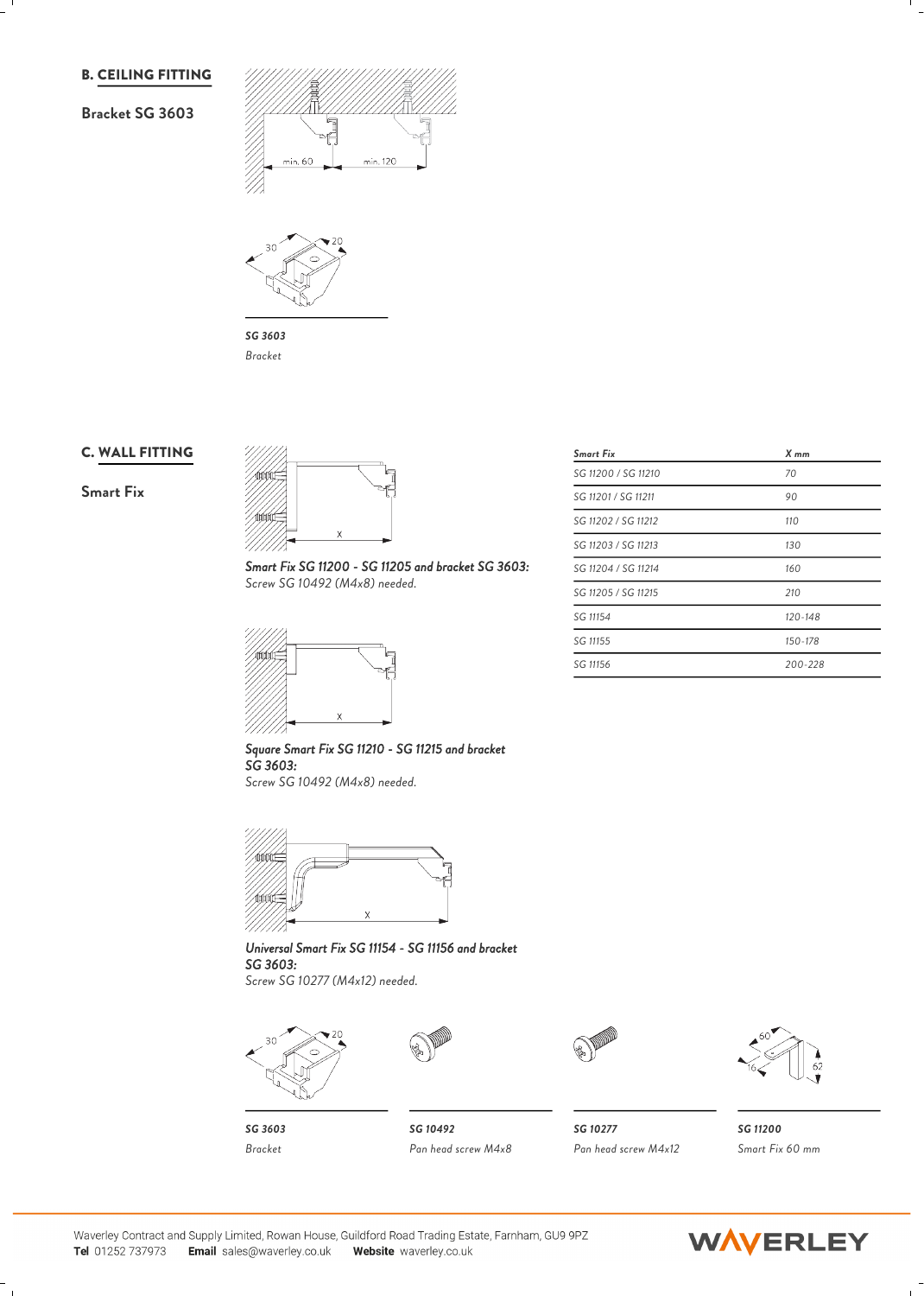## B. CEILING FITTING

**Bracket SG 3603**

min. 60 | min. 120

***SG 3603***
*Bracket*

## C. WALL FITTING

**Smart Fix**

***Smart Fix SG 11200 - SG 11205 and bracket SG 3603:***
*Screw SG 10492 (M4x8) needed.*

***Square Smart Fix SG 11210 - SG 11215 and bracket SG 3603:***
*Screw SG 10492 (M4x8) needed.*

***Universal Smart Fix SG 11154 - SG 11156 and bracket SG 3603:***
*Screw SG 10277 (M4x12) needed.*

| *Smart Fix* | *X mm* |
|---|---|
| SG 11200 / SG 11210 | 70 |
| SG 11201 / SG 11211 | 90 |
| SG 11202 / SG 11212 | 110 |
| SG 11203 / SG 11213 | 130 |
| SG 11204 / SG 11214 | 160 |
| SG 11205 / SG 11215 | 210 |
| SG 11154 | 120-148 |
| SG 11155 | 150-178 |
| SG 11156 | 200-228 |

***SG 3603***
*Bracket*

***SG 10492***
*Pan head screw M4x8*

***SG 10277***
*Pan head screw M4x12*

***SG 11200***
*Smart Fix 60 mm*

Waverley Contract and Supply Limited, Rowan House, Guildford Road Trading Estate, Farnham, GU9 9PZ
**Tel** 01252 737973 **Email** sales@waverley.co.uk **Website** waverley.co.uk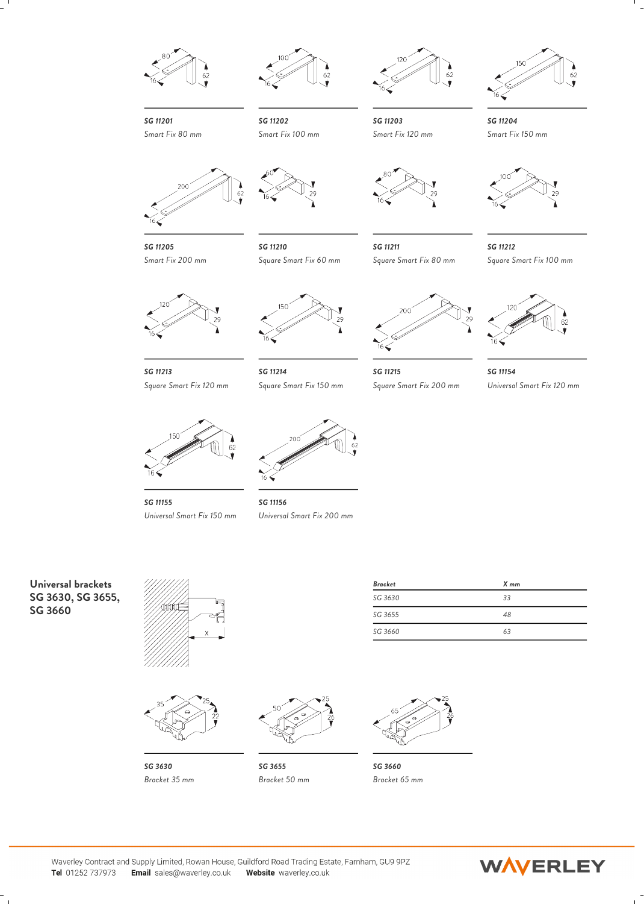*SG 11201*
*Smart Fix 80 mm*

*SG 11202*
*Smart Fix 100 mm*

*SG 11203*
*Smart Fix 120 mm*

*SG 11204*
*Smart Fix 150 mm*

*SG 11205*
*Smart Fix 200 mm*

*SG 11210*
*Square Smart Fix 60 mm*

*SG 11211*
*Square Smart Fix 80 mm*

*SG 11212*
*Square Smart Fix 100 mm*

*SG 11213*
*Square Smart Fix 120 mm*

*SG 11214*
*Square Smart Fix 150 mm*

*SG 11215*
*Square Smart Fix 200 mm*

*SG 11154*
*Universal Smart Fix 120 mm*

*SG 11155*
*Universal Smart Fix 150 mm*

*SG 11156*
*Universal Smart Fix 200 mm*

## Universal brackets SG 3630, SG 3655, SG 3660

| *Bracket* | *X mm* |
|---|---|
| *SG 3630* | *33* |
| *SG 3655* | *48* |
| *SG 3660* | *63* |

*SG 3630*
*Bracket 35 mm*

*SG 3655*
*Bracket 50 mm*

*SG 3660*
*Bracket 65 mm*

Waverley Contract and Supply Limited, Rowan House, Guildford Road Trading Estate, Farnham, GU9 9PZ
**Tel** 01252 737973 **Email** sales@waverley.co.uk **Website** waverley.co.uk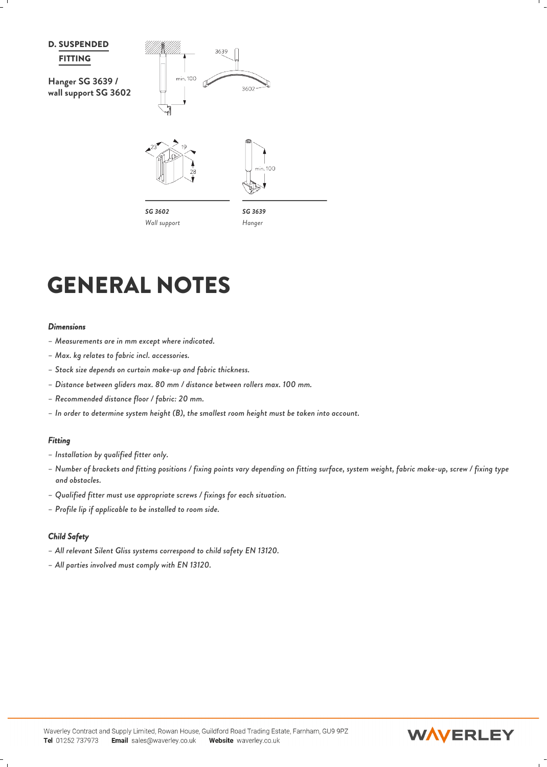## D. SUSPENDED FITTING

**Hanger SG 3639 / wall support SG 3602**

min. 100

3639

3602

23 19 28

min. 100

*SG 3602*
*Wall support*

*SG 3639*
*Hanger*

# GENERAL NOTES

### *Dimensions*

- *Measurements are in mm except where indicated.*
- *Max. kg relates to fabric incl. accessories.*
- *Stack size depends on curtain make-up and fabric thickness.*
- *Distance between gliders max. 80 mm / distance between rollers max. 100 mm.*
- *Recommended distance floor / fabric: 20 mm.*
- *In order to determine system height (B), the smallest room height must be taken into account.*

### *Fitting*

- *Installation by qualified fitter only.*
- *Number of brackets and fitting positions / fixing points vary depending on fitting surface, system weight, fabric make-up, screw / fixing type and obstacles.*
- *Qualified fitter must use appropriate screws / fixings for each situation.*
- *Profile lip if applicable to be installed to room side.*

### *Child Safety*

- *All relevant Silent Gliss systems correspond to child safety EN 13120.*
- *All parties involved must comply with EN 13120.*

Waverley Contract and Supply Limited, Rowan House, Guildford Road Trading Estate, Farnham, GU9 9PZ
**Tel** 01252 737973 **Email** sales@waverley.co.uk **Website** waverley.co.uk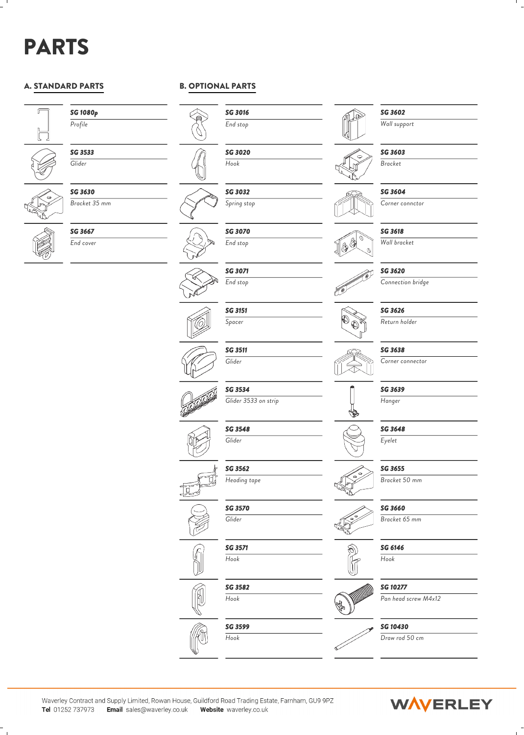# PARTS

## A. STANDARD PARTS

| Code | Description |
|---|---|
| **SG 1080p** | *Profile* |
| **SG 3533** | *Glider* |
| **SG 3630** | *Bracket 35 mm* |
| **SG 3667** | *End cover* |

## B. OPTIONAL PARTS

| Code | Description |
|---|---|
| **SG 3016** | *End stop* |
| **SG 3020** | *Hook* |
| **SG 3032** | *Spring stop* |
| **SG 3070** | *End stop* |
| **SG 3071** | *End stop* |
| **SG 3151** | *Spacer* |
| **SG 3511** | *Glider* |
| **SG 3534** | *Glider 3533 on strip* |
| **SG 3548** | *Glider* |
| **SG 3562** | *Heading tape* |
| **SG 3570** | *Glider* |
| **SG 3571** | *Hook* |
| **SG 3582** | *Hook* |
| **SG 3599** | *Hook* |
| **SG 3602** | *Wall support* |
| **SG 3603** | *Bracket* |
| **SG 3604** | *Corner connctor* |
| **SG 3618** | *Wall bracket* |
| **SG 3620** | *Connection bridge* |
| **SG 3626** | *Return holder* |
| **SG 3638** | *Corner connector* |
| **SG 3639** | *Hanger* |
| **SG 3648** | *Eyelet* |
| **SG 3655** | *Bracket 50 mm* |
| **SG 3660** | *Bracket 65 mm* |
| **SG 6146** | *Hook* |
| **SG 10277** | *Pan head screw M4x12* |
| **SG 10430** | *Draw rod 50 cm* |

Waverley Contract and Supply Limited, Rowan House, Guildford Road Trading Estate, Farnham, GU9 9PZ
**Tel** 01252 737973 **Email** sales@waverley.co.uk **Website** waverley.co.uk

WAVERLEY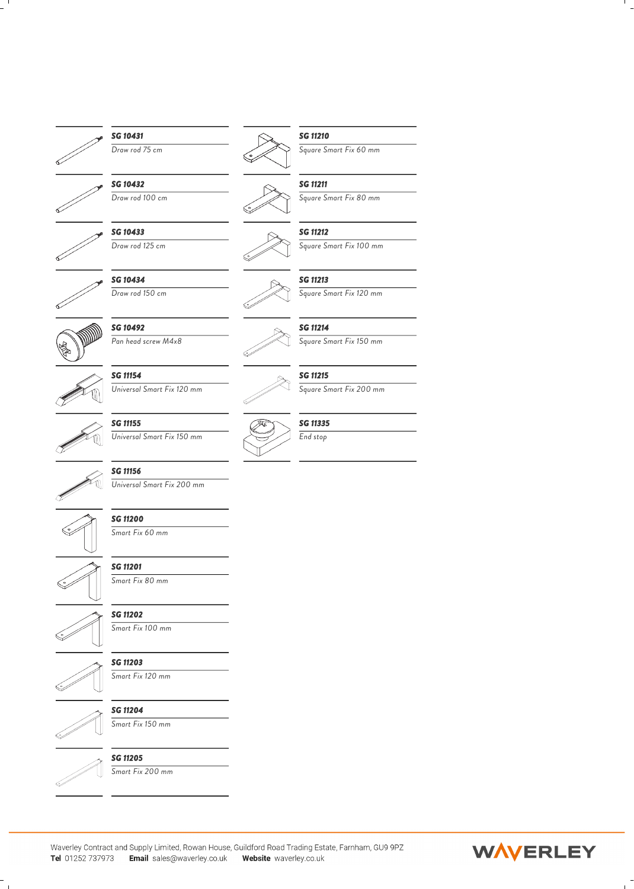**SG 10431**
*Draw rod 75 cm*

**SG 10432**
*Draw rod 100 cm*

**SG 10433**
*Draw rod 125 cm*

**SG 10434**
*Draw rod 150 cm*

**SG 10492**
*Pan head screw M4x8*

**SG 11154**
*Universal Smart Fix 120 mm*

**SG 11155**
*Universal Smart Fix 150 mm*

**SG 11156**
*Universal Smart Fix 200 mm*

**SG 11200**
*Smart Fix 60 mm*

**SG 11201**
*Smart Fix 80 mm*

**SG 11202**
*Smart Fix 100 mm*

**SG 11203**
*Smart Fix 120 mm*

**SG 11204**
*Smart Fix 150 mm*

**SG 11205**
*Smart Fix 200 mm*

**SG 11210**
*Square Smart Fix 60 mm*

**SG 11211**
*Square Smart Fix 80 mm*

**SG 11212**
*Square Smart Fix 100 mm*

**SG 11213**
*Square Smart Fix 120 mm*

**SG 11214**
*Square Smart Fix 150 mm*

**SG 11215**
*Square Smart Fix 200 mm*

**SG 11335**
*End stop*

Waverley Contract and Supply Limited, Rowan House, Guildford Road Trading Estate, Farnham, GU9 9PZ
**Tel** 01252 737973 **Email** sales@waverley.co.uk **Website** waverley.co.uk

WAVERLEY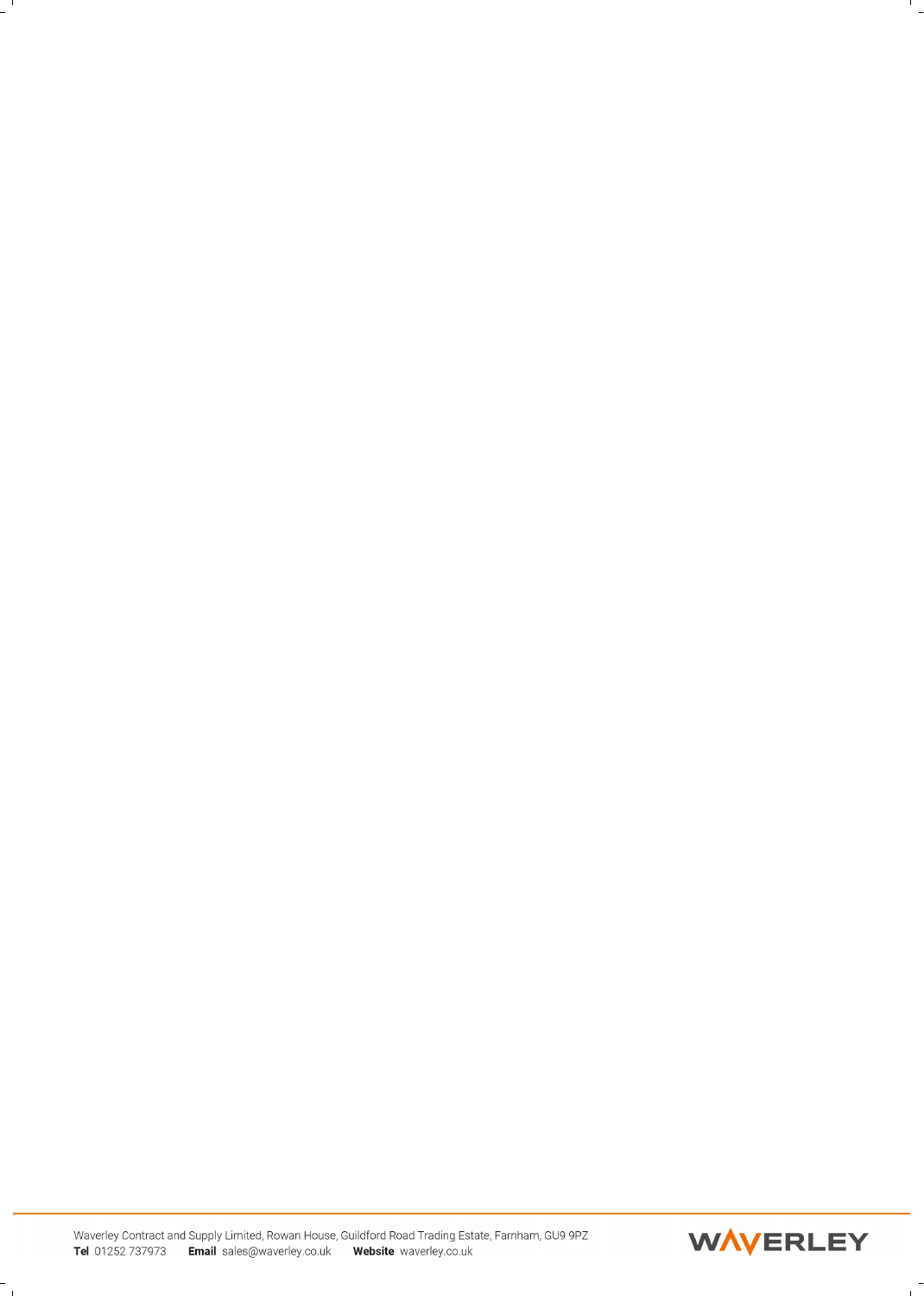Waverley Contract and Supply Limited, Rowan House, Guildford Road Trading Estate, Farnham, GU9 9PZ

**Tel** 01252 737973 **Email** sales@waverley.co.uk **Website** waverley.co.uk

WAVERLEY